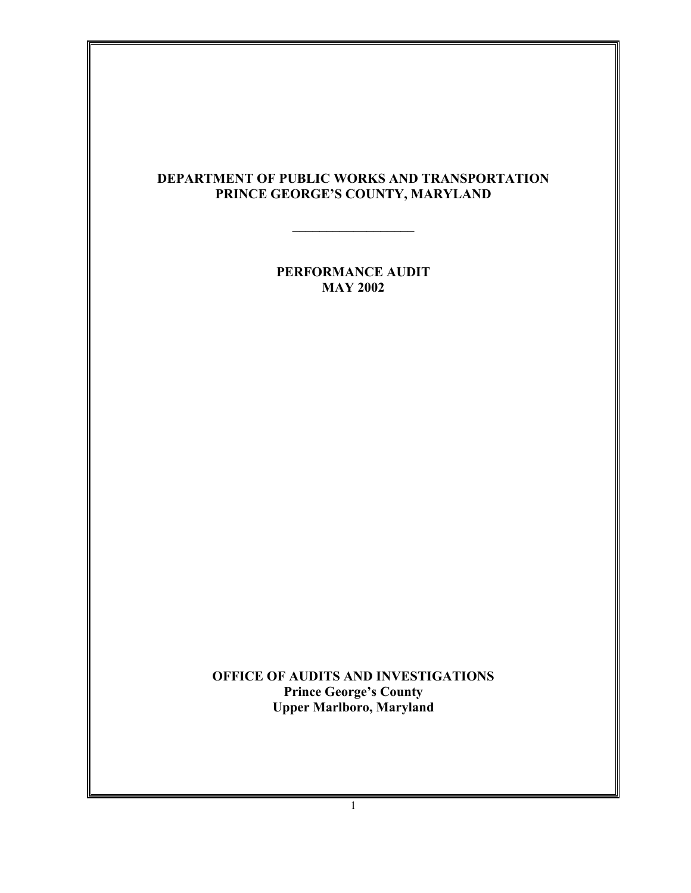# DEPARTMENT OF PUBLIC WORKS AND TRANSPORTATION
# PRINCE GEORGE'S COUNTY, MARYLAND

---

## PERFORMANCE AUDIT
## MAY 2002

**OFFICE OF AUDITS AND INVESTIGATIONS**
**Prince George's County**
**Upper Marlboro, Maryland**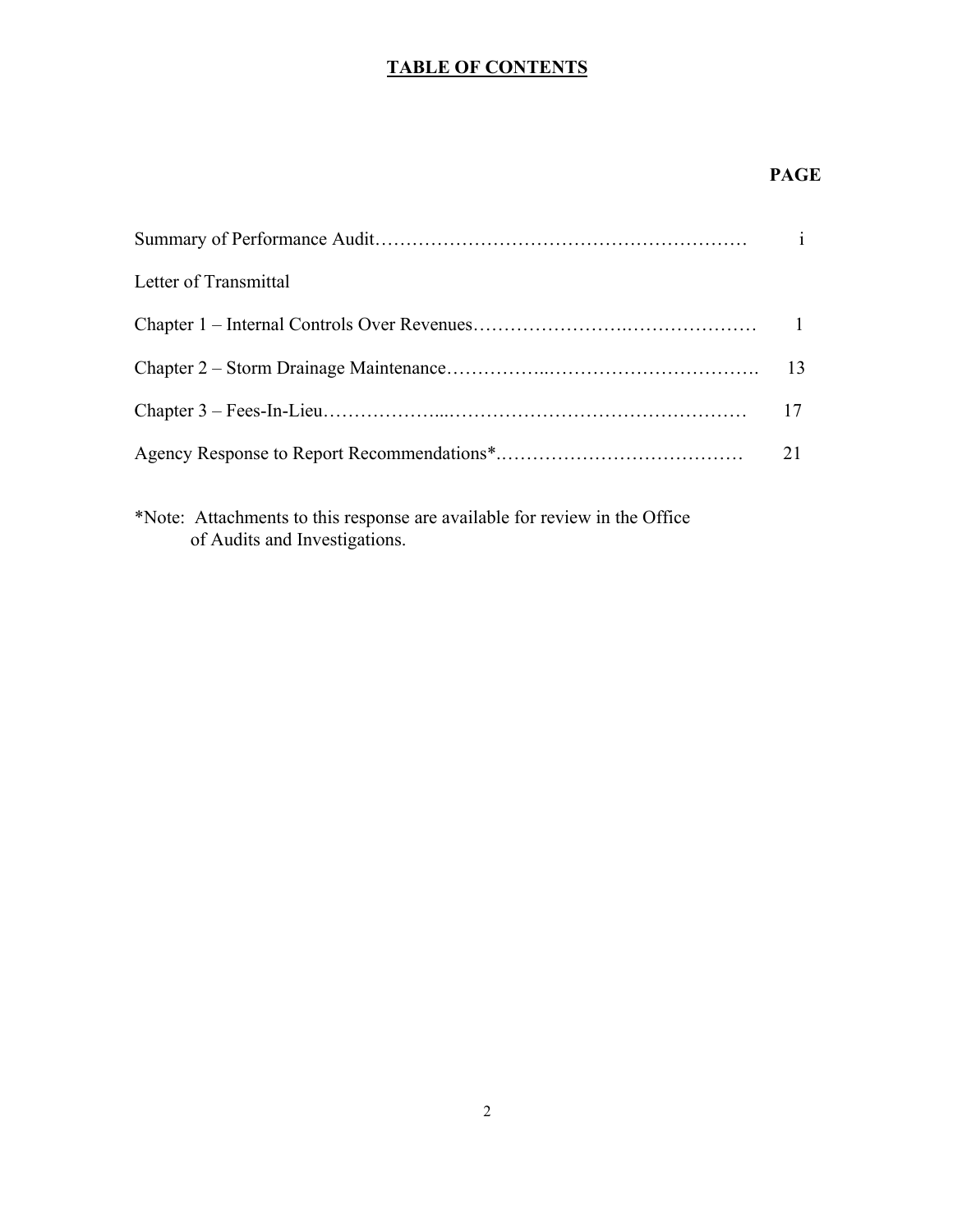# TABLE OF CONTENTS

| | PAGE |
|---|---|
| Summary of Performance Audit | i |
| Letter of Transmittal | |
| Chapter 1 – Internal Controls Over Revenues | 1 |
| Chapter 2 – Storm Drainage Maintenance | 13 |
| Chapter 3 – Fees-In-Lieu | 17 |
| Agency Response to Report Recommendations* | 21 |

*Note: Attachments to this response are available for review in the Office of Audits and Investigations.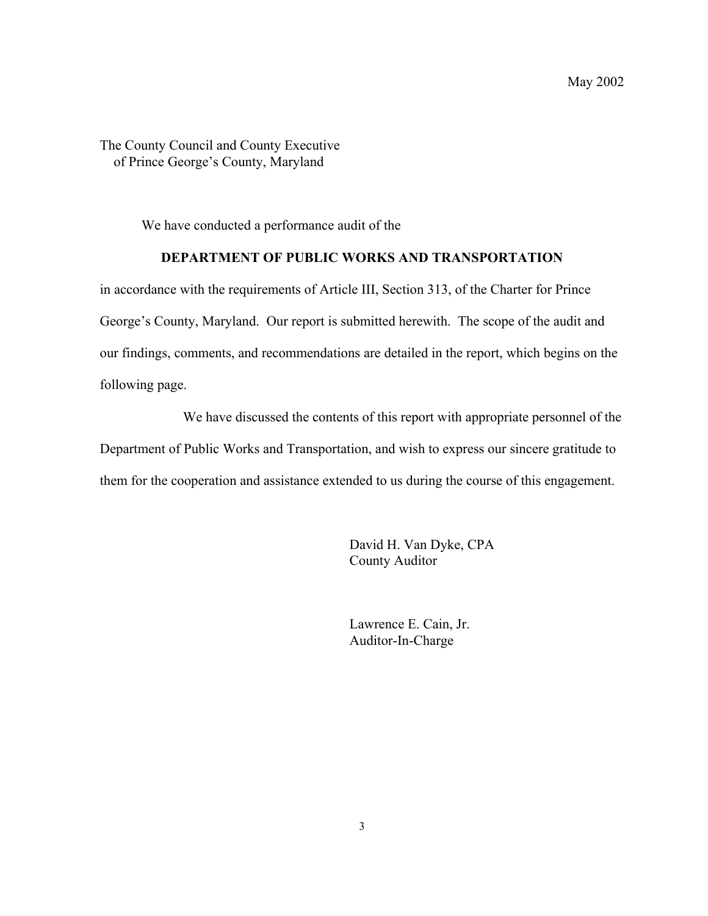May 2002

The County Council and County Executive
of Prince George's County, Maryland

We have conducted a performance audit of the

**DEPARTMENT OF PUBLIC WORKS AND TRANSPORTATION**

in accordance with the requirements of Article III, Section 313, of the Charter for Prince George's County, Maryland. Our report is submitted herewith. The scope of the audit and our findings, comments, and recommendations are detailed in the report, which begins on the following page.

We have discussed the contents of this report with appropriate personnel of the Department of Public Works and Transportation, and wish to express our sincere gratitude to them for the cooperation and assistance extended to us during the course of this engagement.

David H. Van Dyke, CPA
County Auditor

Lawrence E. Cain, Jr.
Auditor-In-Charge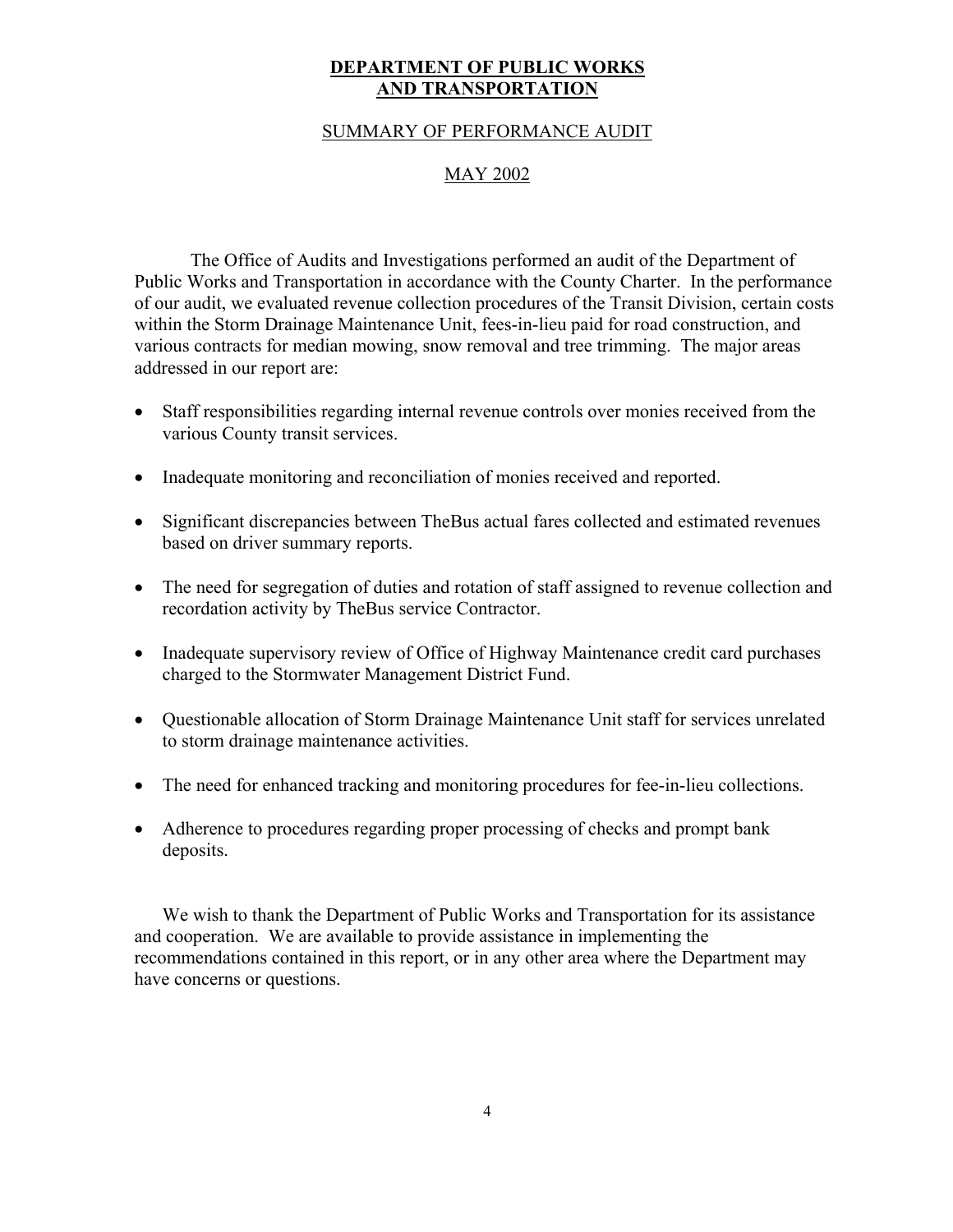# DEPARTMENT OF PUBLIC WORKS AND TRANSPORTATION

## SUMMARY OF PERFORMANCE AUDIT

## MAY 2002

The Office of Audits and Investigations performed an audit of the Department of Public Works and Transportation in accordance with the County Charter. In the performance of our audit, we evaluated revenue collection procedures of the Transit Division, certain costs within the Storm Drainage Maintenance Unit, fees-in-lieu paid for road construction, and various contracts for median mowing, snow removal and tree trimming. The major areas addressed in our report are:

- Staff responsibilities regarding internal revenue controls over monies received from the various County transit services.
- Inadequate monitoring and reconciliation of monies received and reported.
- Significant discrepancies between TheBus actual fares collected and estimated revenues based on driver summary reports.
- The need for segregation of duties and rotation of staff assigned to revenue collection and recordation activity by TheBus service Contractor.
- Inadequate supervisory review of Office of Highway Maintenance credit card purchases charged to the Stormwater Management District Fund.
- Questionable allocation of Storm Drainage Maintenance Unit staff for services unrelated to storm drainage maintenance activities.
- The need for enhanced tracking and monitoring procedures for fee-in-lieu collections.
- Adherence to procedures regarding proper processing of checks and prompt bank deposits.

We wish to thank the Department of Public Works and Transportation for its assistance and cooperation. We are available to provide assistance in implementing the recommendations contained in this report, or in any other area where the Department may have concerns or questions.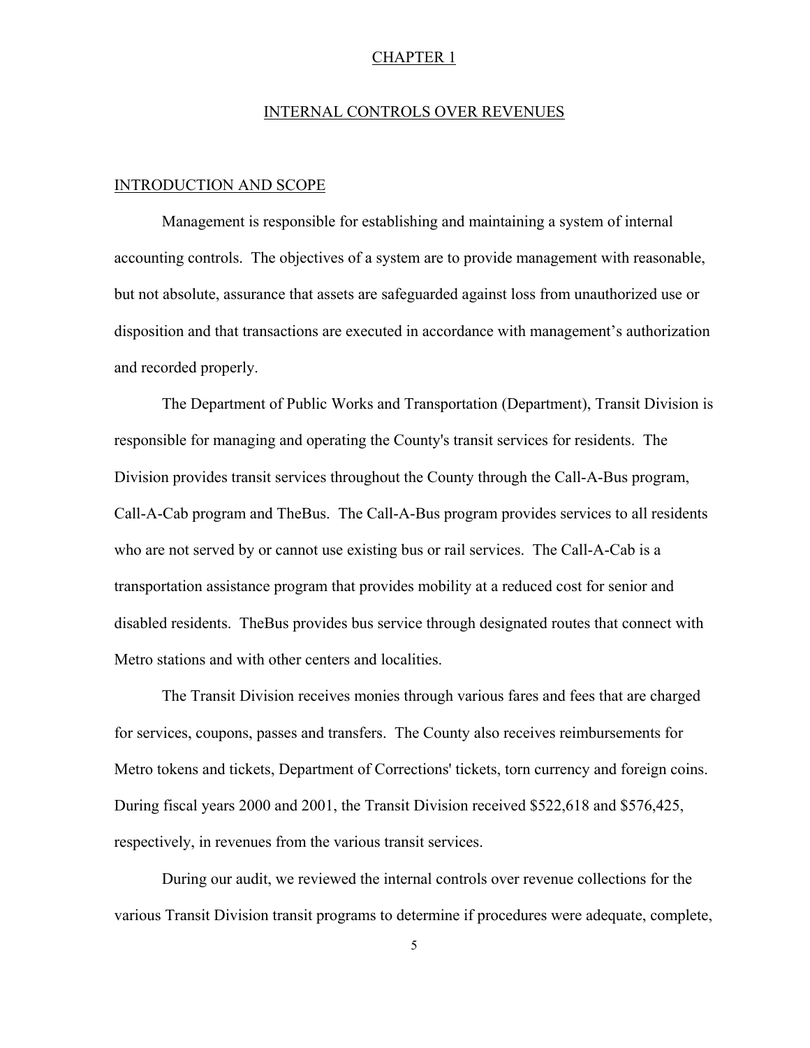# CHAPTER 1

## INTERNAL CONTROLS OVER REVENUES

### INTRODUCTION AND SCOPE

Management is responsible for establishing and maintaining a system of internal accounting controls. The objectives of a system are to provide management with reasonable, but not absolute, assurance that assets are safeguarded against loss from unauthorized use or disposition and that transactions are executed in accordance with management's authorization and recorded properly.

The Department of Public Works and Transportation (Department), Transit Division is responsible for managing and operating the County's transit services for residents. The Division provides transit services throughout the County through the Call-A-Bus program, Call-A-Cab program and TheBus. The Call-A-Bus program provides services to all residents who are not served by or cannot use existing bus or rail services. The Call-A-Cab is a transportation assistance program that provides mobility at a reduced cost for senior and disabled residents. TheBus provides bus service through designated routes that connect with Metro stations and with other centers and localities.

The Transit Division receives monies through various fares and fees that are charged for services, coupons, passes and transfers. The County also receives reimbursements for Metro tokens and tickets, Department of Corrections' tickets, torn currency and foreign coins. During fiscal years 2000 and 2001, the Transit Division received $522,618 and $576,425, respectively, in revenues from the various transit services.

During our audit, we reviewed the internal controls over revenue collections for the various Transit Division transit programs to determine if procedures were adequate, complete,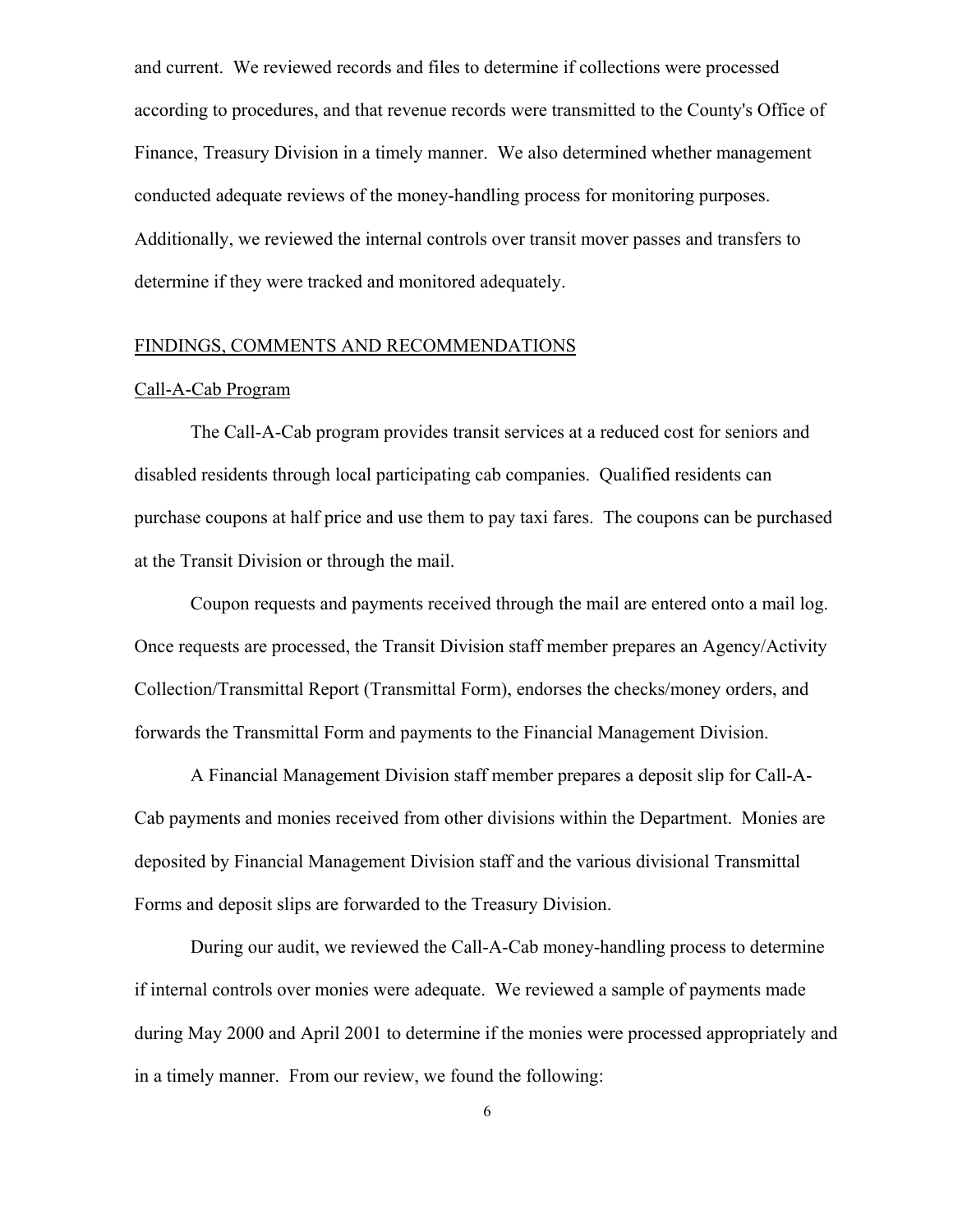and current. We reviewed records and files to determine if collections were processed according to procedures, and that revenue records were transmitted to the County's Office of Finance, Treasury Division in a timely manner. We also determined whether management conducted adequate reviews of the money-handling process for monitoring purposes. Additionally, we reviewed the internal controls over transit mover passes and transfers to determine if they were tracked and monitored adequately.

## FINDINGS, COMMENTS AND RECOMMENDATIONS

### Call-A-Cab Program

The Call-A-Cab program provides transit services at a reduced cost for seniors and disabled residents through local participating cab companies. Qualified residents can purchase coupons at half price and use them to pay taxi fares. The coupons can be purchased at the Transit Division or through the mail.

Coupon requests and payments received through the mail are entered onto a mail log. Once requests are processed, the Transit Division staff member prepares an Agency/Activity Collection/Transmittal Report (Transmittal Form), endorses the checks/money orders, and forwards the Transmittal Form and payments to the Financial Management Division.

A Financial Management Division staff member prepares a deposit slip for Call-A-Cab payments and monies received from other divisions within the Department. Monies are deposited by Financial Management Division staff and the various divisional Transmittal Forms and deposit slips are forwarded to the Treasury Division.

During our audit, we reviewed the Call-A-Cab money-handling process to determine if internal controls over monies were adequate. We reviewed a sample of payments made during May 2000 and April 2001 to determine if the monies were processed appropriately and in a timely manner. From our review, we found the following: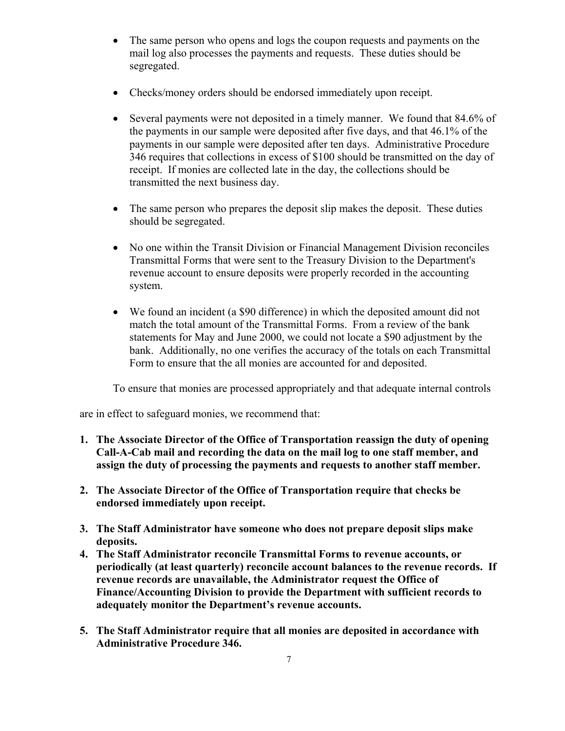- The same person who opens and logs the coupon requests and payments on the mail log also processes the payments and requests. These duties should be segregated.

- Checks/money orders should be endorsed immediately upon receipt.

- Several payments were not deposited in a timely manner. We found that 84.6% of the payments in our sample were deposited after five days, and that 46.1% of the payments in our sample were deposited after ten days. Administrative Procedure 346 requires that collections in excess of $100 should be transmitted on the day of receipt. If monies are collected late in the day, the collections should be transmitted the next business day.

- The same person who prepares the deposit slip makes the deposit. These duties should be segregated.

- No one within the Transit Division or Financial Management Division reconciles Transmittal Forms that were sent to the Treasury Division to the Department's revenue account to ensure deposits were properly recorded in the accounting system.

- We found an incident (a $90 difference) in which the deposited amount did not match the total amount of the Transmittal Forms. From a review of the bank statements for May and June 2000, we could not locate a $90 adjustment by the bank. Additionally, no one verifies the accuracy of the totals on each Transmittal Form to ensure that the all monies are accounted for and deposited.

To ensure that monies are processed appropriately and that adequate internal controls are in effect to safeguard monies, we recommend that:

1. **The Associate Director of the Office of Transportation reassign the duty of opening Call-A-Cab mail and recording the data on the mail log to one staff member, and assign the duty of processing the payments and requests to another staff member.**

2. **The Associate Director of the Office of Transportation require that checks be endorsed immediately upon receipt.**

3. **The Staff Administrator have someone who does not prepare deposit slips make deposits.**

4. **The Staff Administrator reconcile Transmittal Forms to revenue accounts, or periodically (at least quarterly) reconcile account balances to the revenue records. If revenue records are unavailable, the Administrator request the Office of Finance/Accounting Division to provide the Department with sufficient records to adequately monitor the Department's revenue accounts.**

5. **The Staff Administrator require that all monies are deposited in accordance with Administrative Procedure 346.**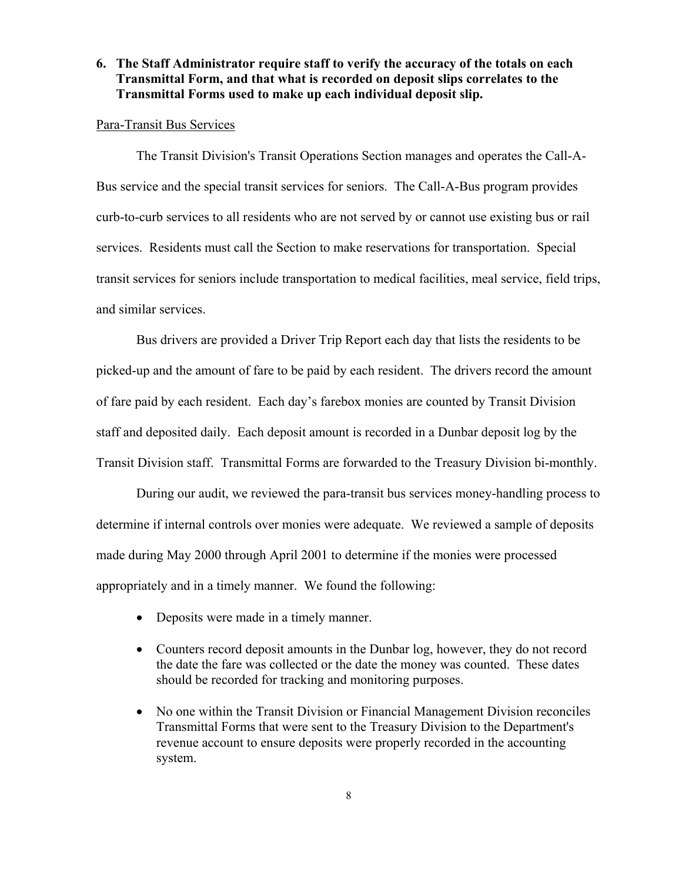**6. The Staff Administrator require staff to verify the accuracy of the totals on each Transmittal Form, and that what is recorded on deposit slips correlates to the Transmittal Forms used to make up each individual deposit slip.**

Para-Transit Bus Services

The Transit Division's Transit Operations Section manages and operates the Call-A-Bus service and the special transit services for seniors. The Call-A-Bus program provides curb-to-curb services to all residents who are not served by or cannot use existing bus or rail services. Residents must call the Section to make reservations for transportation. Special transit services for seniors include transportation to medical facilities, meal service, field trips, and similar services.

Bus drivers are provided a Driver Trip Report each day that lists the residents to be picked-up and the amount of fare to be paid by each resident. The drivers record the amount of fare paid by each resident. Each day's farebox monies are counted by Transit Division staff and deposited daily. Each deposit amount is recorded in a Dunbar deposit log by the Transit Division staff. Transmittal Forms are forwarded to the Treasury Division bi-monthly.

During our audit, we reviewed the para-transit bus services money-handling process to determine if internal controls over monies were adequate. We reviewed a sample of deposits made during May 2000 through April 2001 to determine if the monies were processed appropriately and in a timely manner. We found the following:

- Deposits were made in a timely manner.
- Counters record deposit amounts in the Dunbar log, however, they do not record the date the fare was collected or the date the money was counted. These dates should be recorded for tracking and monitoring purposes.
- No one within the Transit Division or Financial Management Division reconciles Transmittal Forms that were sent to the Treasury Division to the Department's revenue account to ensure deposits were properly recorded in the accounting system.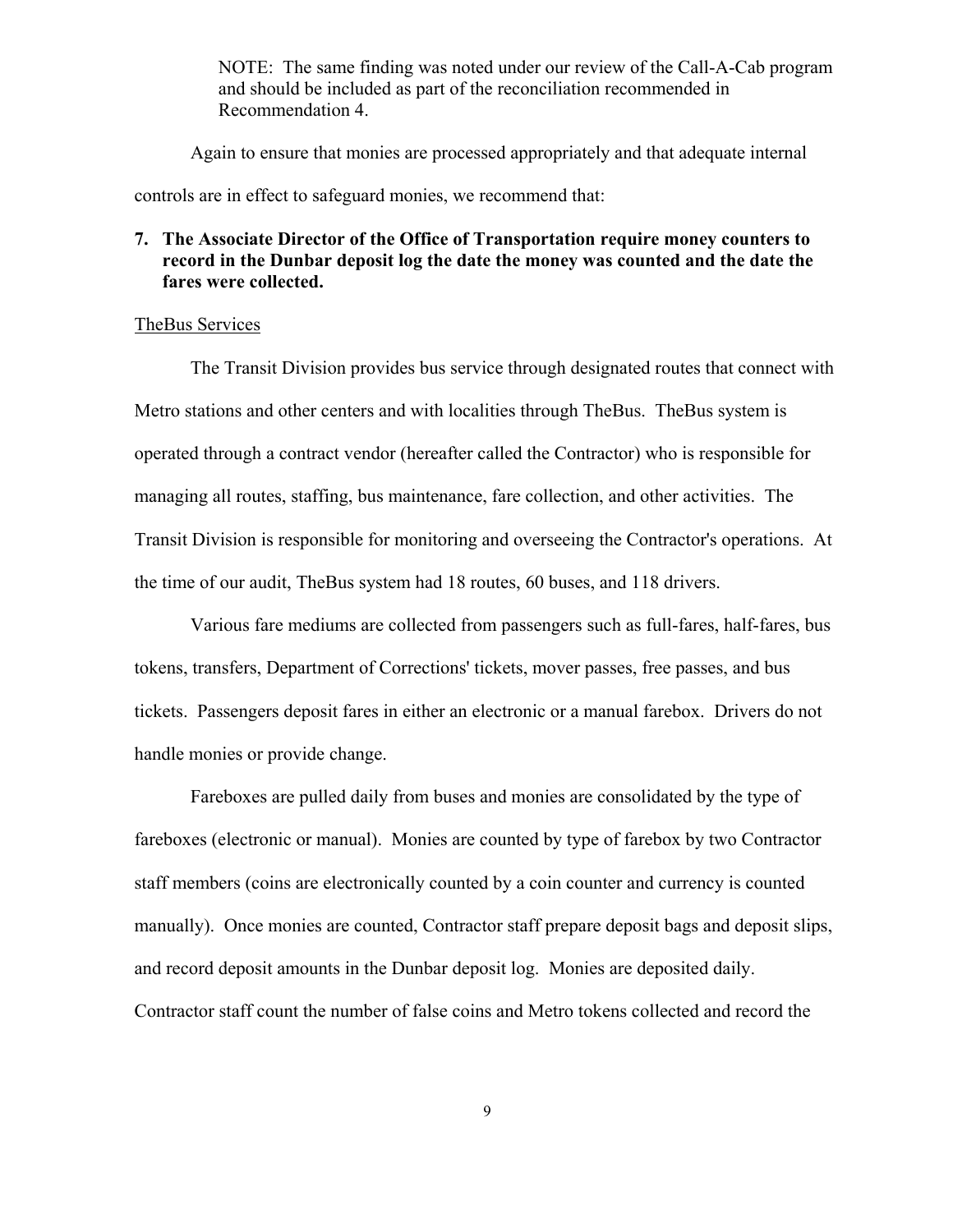NOTE: The same finding was noted under our review of the Call-A-Cab program and should be included as part of the reconciliation recommended in Recommendation 4.

Again to ensure that monies are processed appropriately and that adequate internal controls are in effect to safeguard monies, we recommend that:

**7. The Associate Director of the Office of Transportation require money counters to record in the Dunbar deposit log the date the money was counted and the date the fares were collected.**

<u>TheBus Services</u>

The Transit Division provides bus service through designated routes that connect with Metro stations and other centers and with localities through TheBus. TheBus system is operated through a contract vendor (hereafter called the Contractor) who is responsible for managing all routes, staffing, bus maintenance, fare collection, and other activities. The Transit Division is responsible for monitoring and overseeing the Contractor's operations. At the time of our audit, TheBus system had 18 routes, 60 buses, and 118 drivers.

Various fare mediums are collected from passengers such as full-fares, half-fares, bus tokens, transfers, Department of Corrections' tickets, mover passes, free passes, and bus tickets. Passengers deposit fares in either an electronic or a manual farebox. Drivers do not handle monies or provide change.

Fareboxes are pulled daily from buses and monies are consolidated by the type of fareboxes (electronic or manual). Monies are counted by type of farebox by two Contractor staff members (coins are electronically counted by a coin counter and currency is counted manually). Once monies are counted, Contractor staff prepare deposit bags and deposit slips, and record deposit amounts in the Dunbar deposit log. Monies are deposited daily. Contractor staff count the number of false coins and Metro tokens collected and record the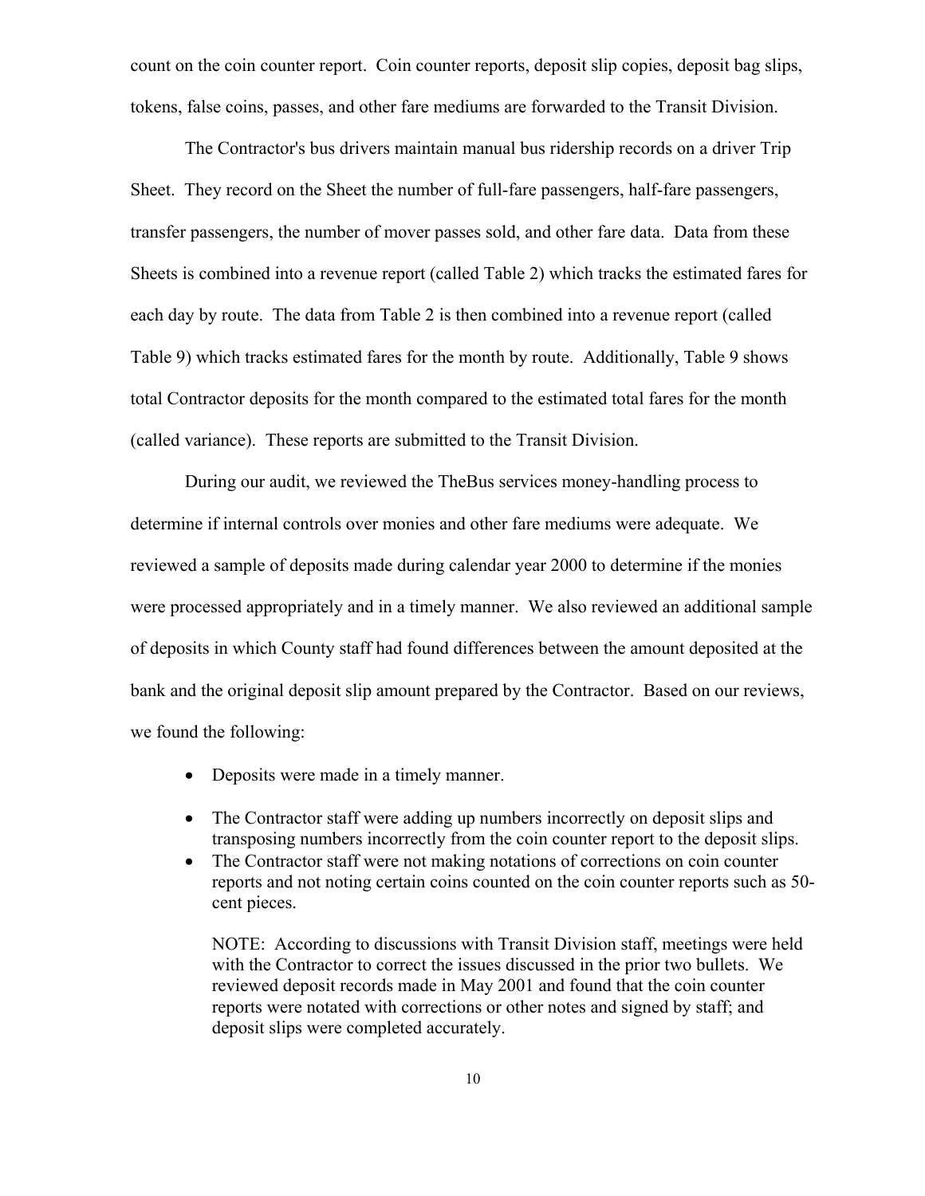count on the coin counter report. Coin counter reports, deposit slip copies, deposit bag slips, tokens, false coins, passes, and other fare mediums are forwarded to the Transit Division.

The Contractor's bus drivers maintain manual bus ridership records on a driver Trip Sheet. They record on the Sheet the number of full-fare passengers, half-fare passengers, transfer passengers, the number of mover passes sold, and other fare data. Data from these Sheets is combined into a revenue report (called Table 2) which tracks the estimated fares for each day by route. The data from Table 2 is then combined into a revenue report (called Table 9) which tracks estimated fares for the month by route. Additionally, Table 9 shows total Contractor deposits for the month compared to the estimated total fares for the month (called variance). These reports are submitted to the Transit Division.

During our audit, we reviewed the TheBus services money-handling process to determine if internal controls over monies and other fare mediums were adequate. We reviewed a sample of deposits made during calendar year 2000 to determine if the monies were processed appropriately and in a timely manner. We also reviewed an additional sample of deposits in which County staff had found differences between the amount deposited at the bank and the original deposit slip amount prepared by the Contractor. Based on our reviews, we found the following:

- Deposits were made in a timely manner.
- The Contractor staff were adding up numbers incorrectly on deposit slips and transposing numbers incorrectly from the coin counter report to the deposit slips.
- The Contractor staff were not making notations of corrections on coin counter reports and not noting certain coins counted on the coin counter reports such as 50-cent pieces.

  NOTE: According to discussions with Transit Division staff, meetings were held with the Contractor to correct the issues discussed in the prior two bullets. We reviewed deposit records made in May 2001 and found that the coin counter reports were notated with corrections or other notes and signed by staff; and deposit slips were completed accurately.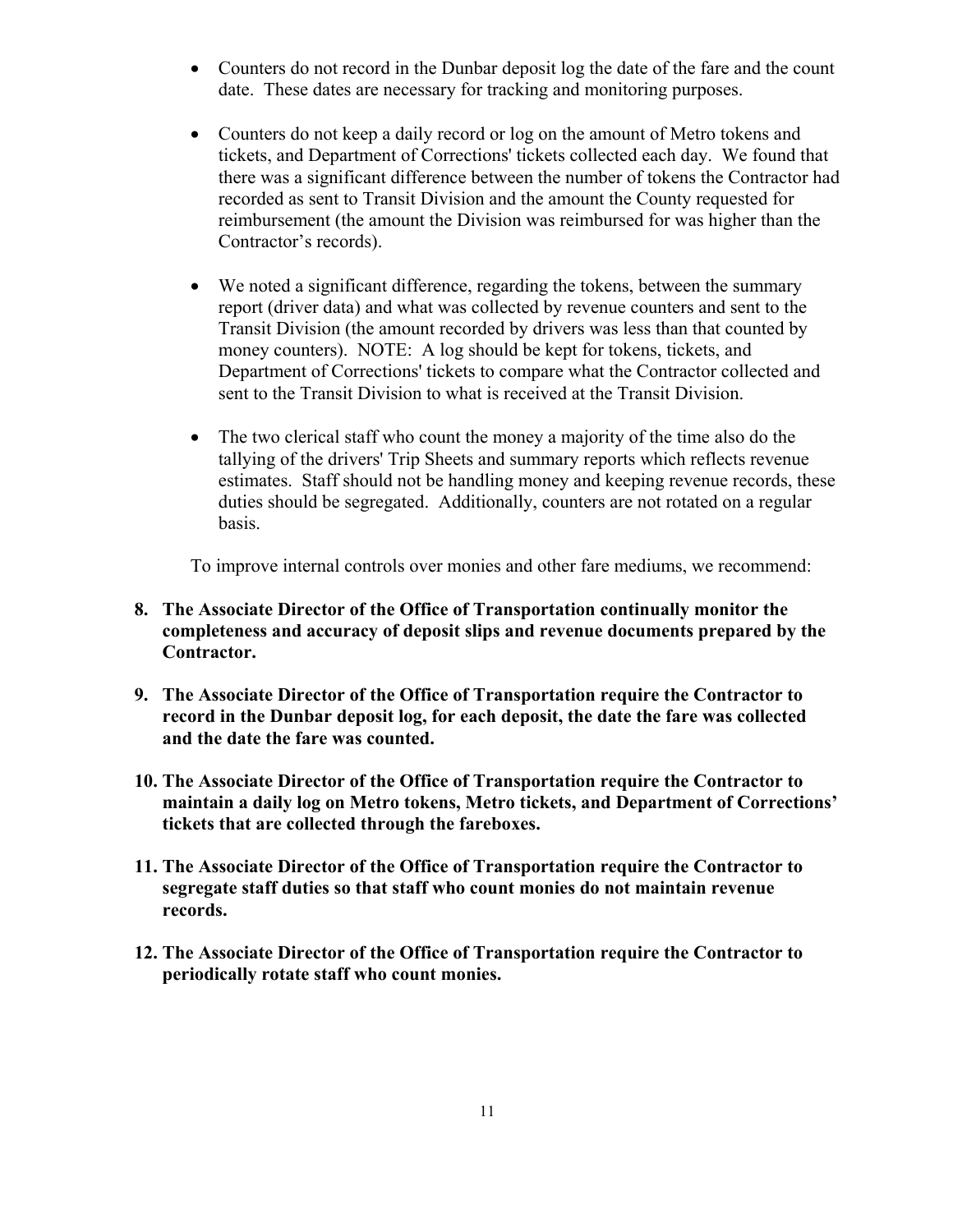- Counters do not record in the Dunbar deposit log the date of the fare and the count date. These dates are necessary for tracking and monitoring purposes.

- Counters do not keep a daily record or log on the amount of Metro tokens and tickets, and Department of Corrections' tickets collected each day. We found that there was a significant difference between the number of tokens the Contractor had recorded as sent to Transit Division and the amount the County requested for reimbursement (the amount the Division was reimbursed for was higher than the Contractor's records).

- We noted a significant difference, regarding the tokens, between the summary report (driver data) and what was collected by revenue counters and sent to the Transit Division (the amount recorded by drivers was less than that counted by money counters). NOTE: A log should be kept for tokens, tickets, and Department of Corrections' tickets to compare what the Contractor collected and sent to the Transit Division to what is received at the Transit Division.

- The two clerical staff who count the money a majority of the time also do the tallying of the drivers' Trip Sheets and summary reports which reflects revenue estimates. Staff should not be handling money and keeping revenue records, these duties should be segregated. Additionally, counters are not rotated on a regular basis.

To improve internal controls over monies and other fare mediums, we recommend:

8. **The Associate Director of the Office of Transportation continually monitor the completeness and accuracy of deposit slips and revenue documents prepared by the Contractor.**

9. **The Associate Director of the Office of Transportation require the Contractor to record in the Dunbar deposit log, for each deposit, the date the fare was collected and the date the fare was counted.**

10. **The Associate Director of the Office of Transportation require the Contractor to maintain a daily log on Metro tokens, Metro tickets, and Department of Corrections' tickets that are collected through the fareboxes.**

11. **The Associate Director of the Office of Transportation require the Contractor to segregate staff duties so that staff who count monies do not maintain revenue records.**

12. **The Associate Director of the Office of Transportation require the Contractor to periodically rotate staff who count monies.**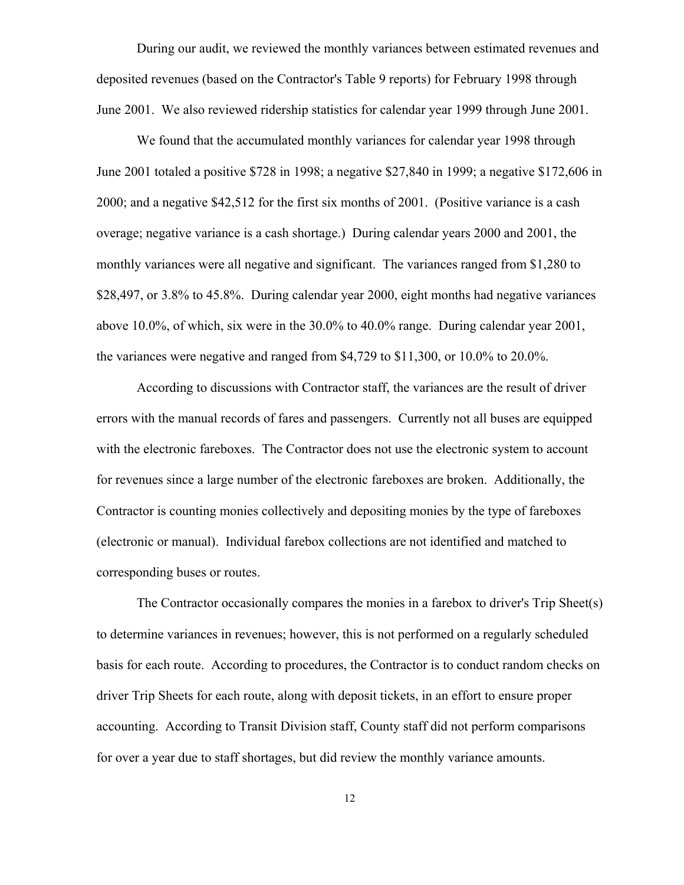During our audit, we reviewed the monthly variances between estimated revenues and deposited revenues (based on the Contractor's Table 9 reports) for February 1998 through June 2001. We also reviewed ridership statistics for calendar year 1999 through June 2001.

We found that the accumulated monthly variances for calendar year 1998 through June 2001 totaled a positive $728 in 1998; a negative $27,840 in 1999; a negative $172,606 in 2000; and a negative $42,512 for the first six months of 2001. (Positive variance is a cash overage; negative variance is a cash shortage.) During calendar years 2000 and 2001, the monthly variances were all negative and significant. The variances ranged from $1,280 to $28,497, or 3.8% to 45.8%. During calendar year 2000, eight months had negative variances above 10.0%, of which, six were in the 30.0% to 40.0% range. During calendar year 2001, the variances were negative and ranged from $4,729 to $11,300, or 10.0% to 20.0%.

According to discussions with Contractor staff, the variances are the result of driver errors with the manual records of fares and passengers. Currently not all buses are equipped with the electronic fareboxes. The Contractor does not use the electronic system to account for revenues since a large number of the electronic fareboxes are broken. Additionally, the Contractor is counting monies collectively and depositing monies by the type of fareboxes (electronic or manual). Individual farebox collections are not identified and matched to corresponding buses or routes.

The Contractor occasionally compares the monies in a farebox to driver's Trip Sheet(s) to determine variances in revenues; however, this is not performed on a regularly scheduled basis for each route. According to procedures, the Contractor is to conduct random checks on driver Trip Sheets for each route, along with deposit tickets, in an effort to ensure proper accounting. According to Transit Division staff, County staff did not perform comparisons for over a year due to staff shortages, but did review the monthly variance amounts.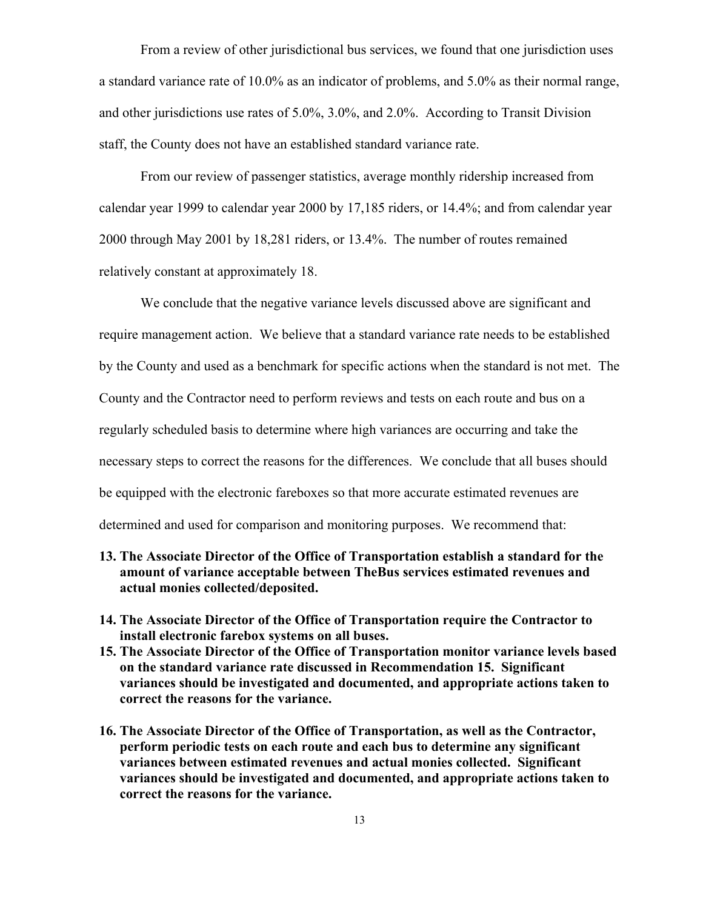From a review of other jurisdictional bus services, we found that one jurisdiction uses a standard variance rate of 10.0% as an indicator of problems, and 5.0% as their normal range, and other jurisdictions use rates of 5.0%, 3.0%, and 2.0%. According to Transit Division staff, the County does not have an established standard variance rate.

From our review of passenger statistics, average monthly ridership increased from calendar year 1999 to calendar year 2000 by 17,185 riders, or 14.4%; and from calendar year 2000 through May 2001 by 18,281 riders, or 13.4%. The number of routes remained relatively constant at approximately 18.

We conclude that the negative variance levels discussed above are significant and require management action. We believe that a standard variance rate needs to be established by the County and used as a benchmark for specific actions when the standard is not met. The County and the Contractor need to perform reviews and tests on each route and bus on a regularly scheduled basis to determine where high variances are occurring and take the necessary steps to correct the reasons for the differences. We conclude that all buses should be equipped with the electronic fareboxes so that more accurate estimated revenues are determined and used for comparison and monitoring purposes. We recommend that:

13. **The Associate Director of the Office of Transportation establish a standard for the amount of variance acceptable between TheBus services estimated revenues and actual monies collected/deposited.**

14. **The Associate Director of the Office of Transportation require the Contractor to install electronic farebox systems on all buses.**

15. **The Associate Director of the Office of Transportation monitor variance levels based on the standard variance rate discussed in Recommendation 15. Significant variances should be investigated and documented, and appropriate actions taken to correct the reasons for the variance.**

16. **The Associate Director of the Office of Transportation, as well as the Contractor, perform periodic tests on each route and each bus to determine any significant variances between estimated revenues and actual monies collected. Significant variances should be investigated and documented, and appropriate actions taken to correct the reasons for the variance.**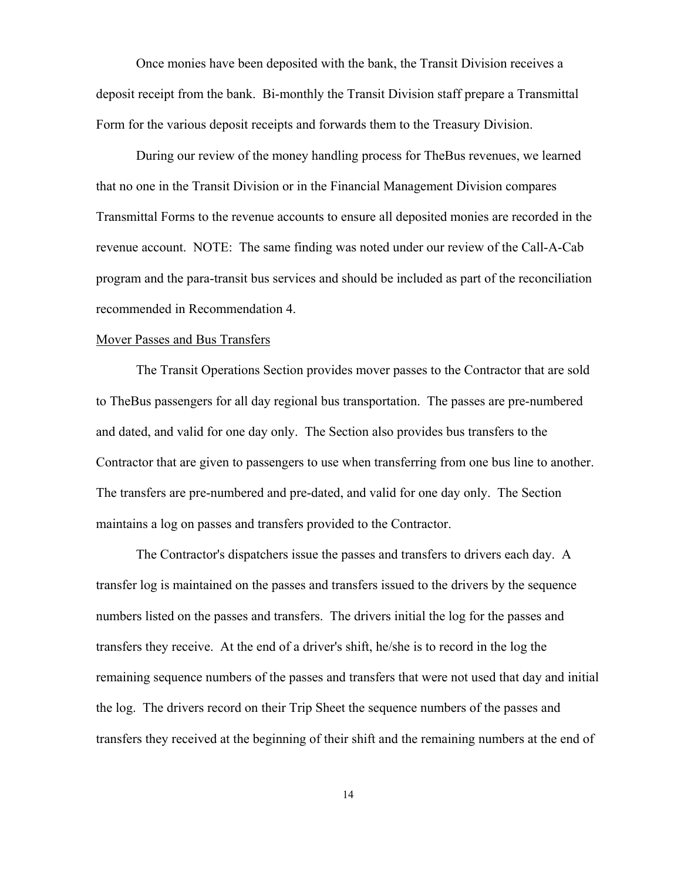Once monies have been deposited with the bank, the Transit Division receives a deposit receipt from the bank. Bi-monthly the Transit Division staff prepare a Transmittal Form for the various deposit receipts and forwards them to the Treasury Division.

During our review of the money handling process for TheBus revenues, we learned that no one in the Transit Division or in the Financial Management Division compares Transmittal Forms to the revenue accounts to ensure all deposited monies are recorded in the revenue account. NOTE: The same finding was noted under our review of the Call-A-Cab program and the para-transit bus services and should be included as part of the reconciliation recommended in Recommendation 4.

<u>Mover Passes and Bus Transfers</u>

The Transit Operations Section provides mover passes to the Contractor that are sold to TheBus passengers for all day regional bus transportation. The passes are pre-numbered and dated, and valid for one day only. The Section also provides bus transfers to the Contractor that are given to passengers to use when transferring from one bus line to another. The transfers are pre-numbered and pre-dated, and valid for one day only. The Section maintains a log on passes and transfers provided to the Contractor.

The Contractor's dispatchers issue the passes and transfers to drivers each day. A transfer log is maintained on the passes and transfers issued to the drivers by the sequence numbers listed on the passes and transfers. The drivers initial the log for the passes and transfers they receive. At the end of a driver's shift, he/she is to record in the log the remaining sequence numbers of the passes and transfers that were not used that day and initial the log. The drivers record on their Trip Sheet the sequence numbers of the passes and transfers they received at the beginning of their shift and the remaining numbers at the end of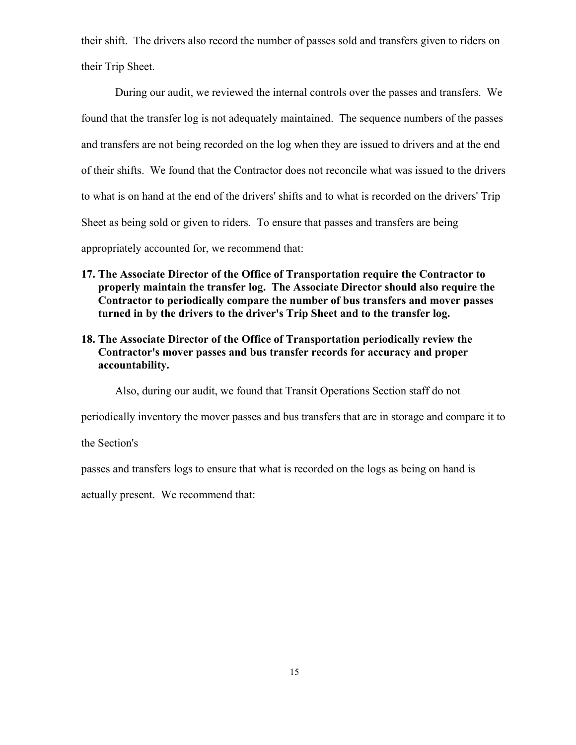their shift. The drivers also record the number of passes sold and transfers given to riders on their Trip Sheet.

During our audit, we reviewed the internal controls over the passes and transfers. We found that the transfer log is not adequately maintained. The sequence numbers of the passes and transfers are not being recorded on the log when they are issued to drivers and at the end of their shifts. We found that the Contractor does not reconcile what was issued to the drivers to what is on hand at the end of the drivers' shifts and to what is recorded on the drivers' Trip Sheet as being sold or given to riders. To ensure that passes and transfers are being appropriately accounted for, we recommend that:

**17. The Associate Director of the Office of Transportation require the Contractor to properly maintain the transfer log. The Associate Director should also require the Contractor to periodically compare the number of bus transfers and mover passes turned in by the drivers to the driver's Trip Sheet and to the transfer log.**

**18. The Associate Director of the Office of Transportation periodically review the Contractor's mover passes and bus transfer records for accuracy and proper accountability.**

Also, during our audit, we found that Transit Operations Section staff do not periodically inventory the mover passes and bus transfers that are in storage and compare it to the Section's passes and transfers logs to ensure that what is recorded on the logs as being on hand is actually present. We recommend that: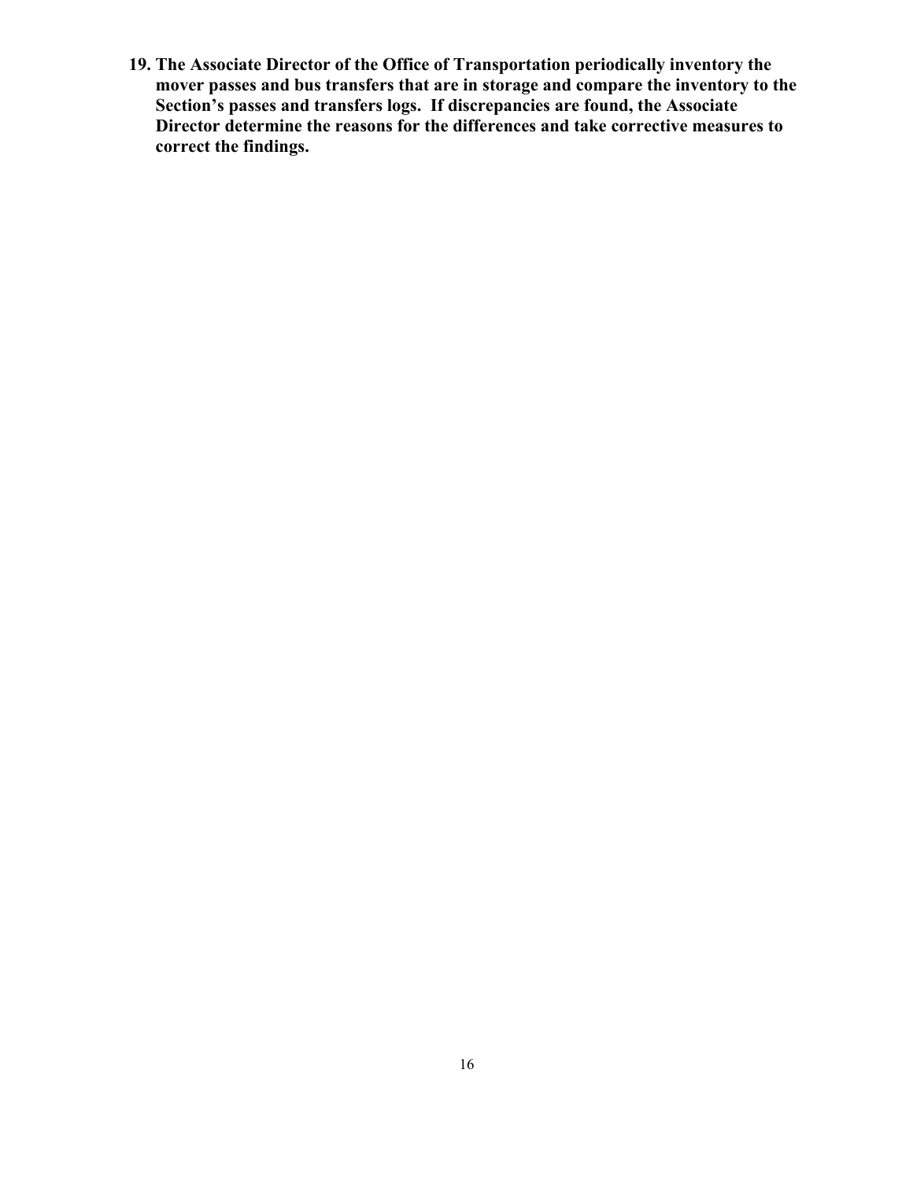**19. The Associate Director of the Office of Transportation periodically inventory the mover passes and bus transfers that are in storage and compare the inventory to the Section's passes and transfers logs. If discrepancies are found, the Associate Director determine the reasons for the differences and take corrective measures to correct the findings.**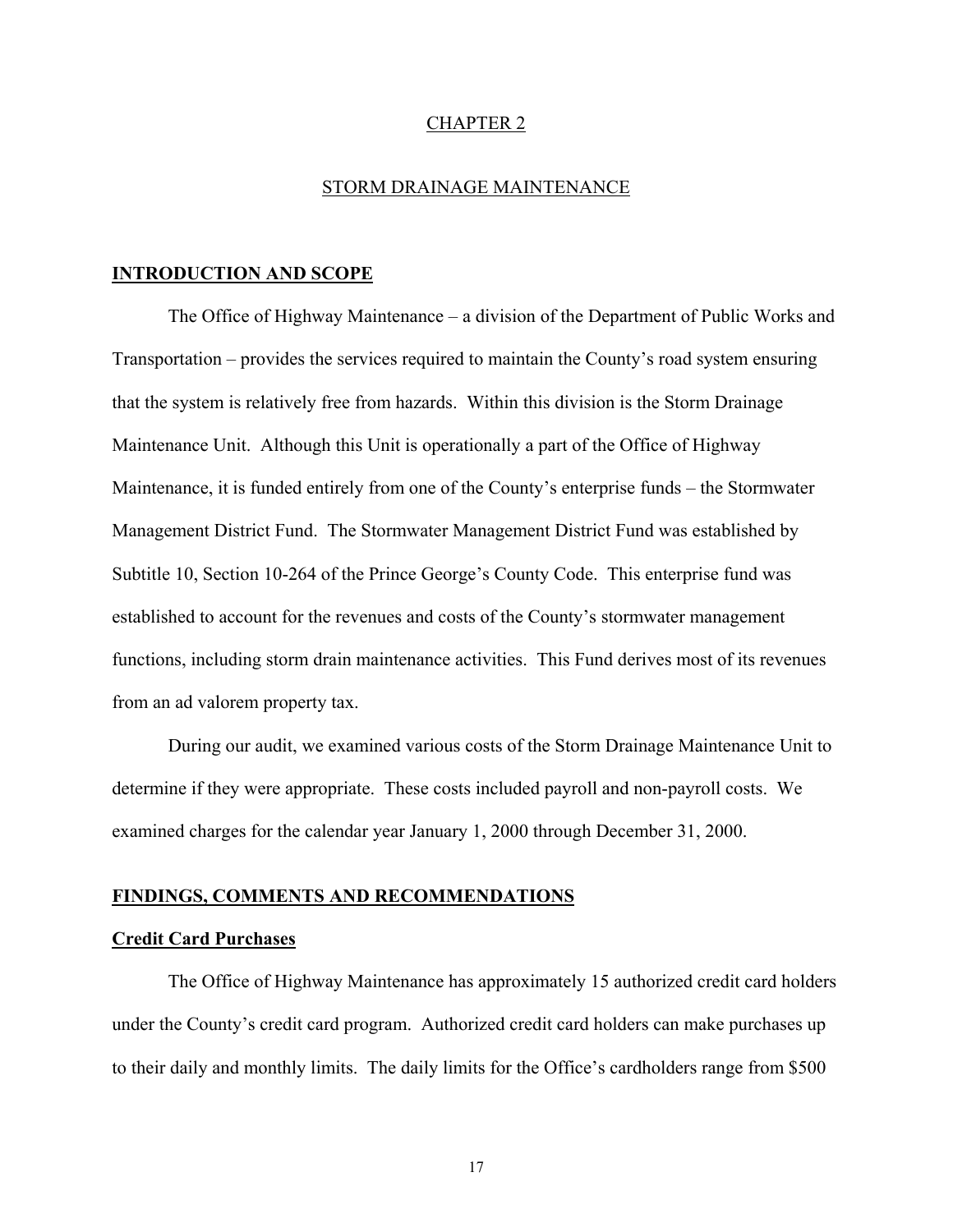# CHAPTER 2

## STORM DRAINAGE MAINTENANCE

### INTRODUCTION AND SCOPE

The Office of Highway Maintenance – a division of the Department of Public Works and Transportation – provides the services required to maintain the County's road system ensuring that the system is relatively free from hazards. Within this division is the Storm Drainage Maintenance Unit. Although this Unit is operationally a part of the Office of Highway Maintenance, it is funded entirely from one of the County's enterprise funds – the Stormwater Management District Fund. The Stormwater Management District Fund was established by Subtitle 10, Section 10-264 of the Prince George's County Code. This enterprise fund was established to account for the revenues and costs of the County's stormwater management functions, including storm drain maintenance activities. This Fund derives most of its revenues from an ad valorem property tax.

During our audit, we examined various costs of the Storm Drainage Maintenance Unit to determine if they were appropriate. These costs included payroll and non-payroll costs. We examined charges for the calendar year January 1, 2000 through December 31, 2000.

### FINDINGS, COMMENTS AND RECOMMENDATIONS

#### Credit Card Purchases

The Office of Highway Maintenance has approximately 15 authorized credit card holders under the County's credit card program. Authorized credit card holders can make purchases up to their daily and monthly limits. The daily limits for the Office's cardholders range from $500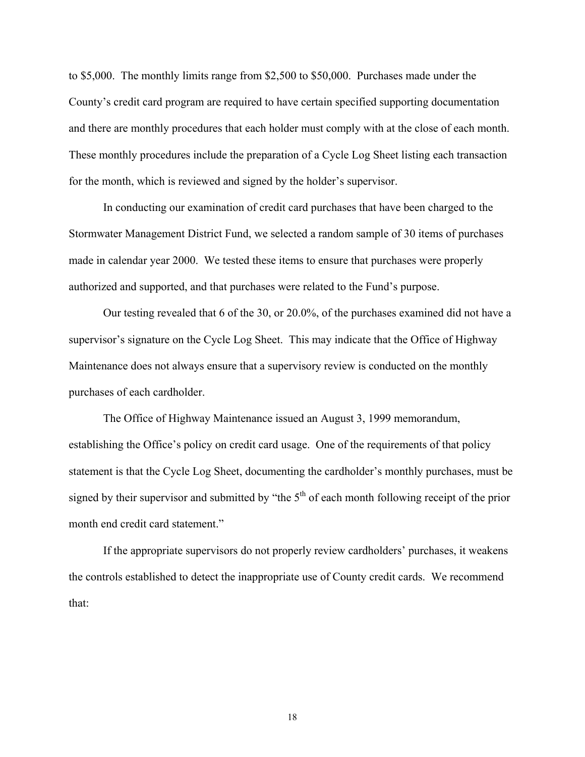to $5,000. The monthly limits range from $2,500 to $50,000. Purchases made under the County's credit card program are required to have certain specified supporting documentation and there are monthly procedures that each holder must comply with at the close of each month. These monthly procedures include the preparation of a Cycle Log Sheet listing each transaction for the month, which is reviewed and signed by the holder's supervisor.

In conducting our examination of credit card purchases that have been charged to the Stormwater Management District Fund, we selected a random sample of 30 items of purchases made in calendar year 2000. We tested these items to ensure that purchases were properly authorized and supported, and that purchases were related to the Fund's purpose.

Our testing revealed that 6 of the 30, or 20.0%, of the purchases examined did not have a supervisor's signature on the Cycle Log Sheet. This may indicate that the Office of Highway Maintenance does not always ensure that a supervisory review is conducted on the monthly purchases of each cardholder.

The Office of Highway Maintenance issued an August 3, 1999 memorandum, establishing the Office's policy on credit card usage. One of the requirements of that policy statement is that the Cycle Log Sheet, documenting the cardholder's monthly purchases, must be signed by their supervisor and submitted by "the 5th of each month following receipt of the prior month end credit card statement."

If the appropriate supervisors do not properly review cardholders' purchases, it weakens the controls established to detect the inappropriate use of County credit cards. We recommend that: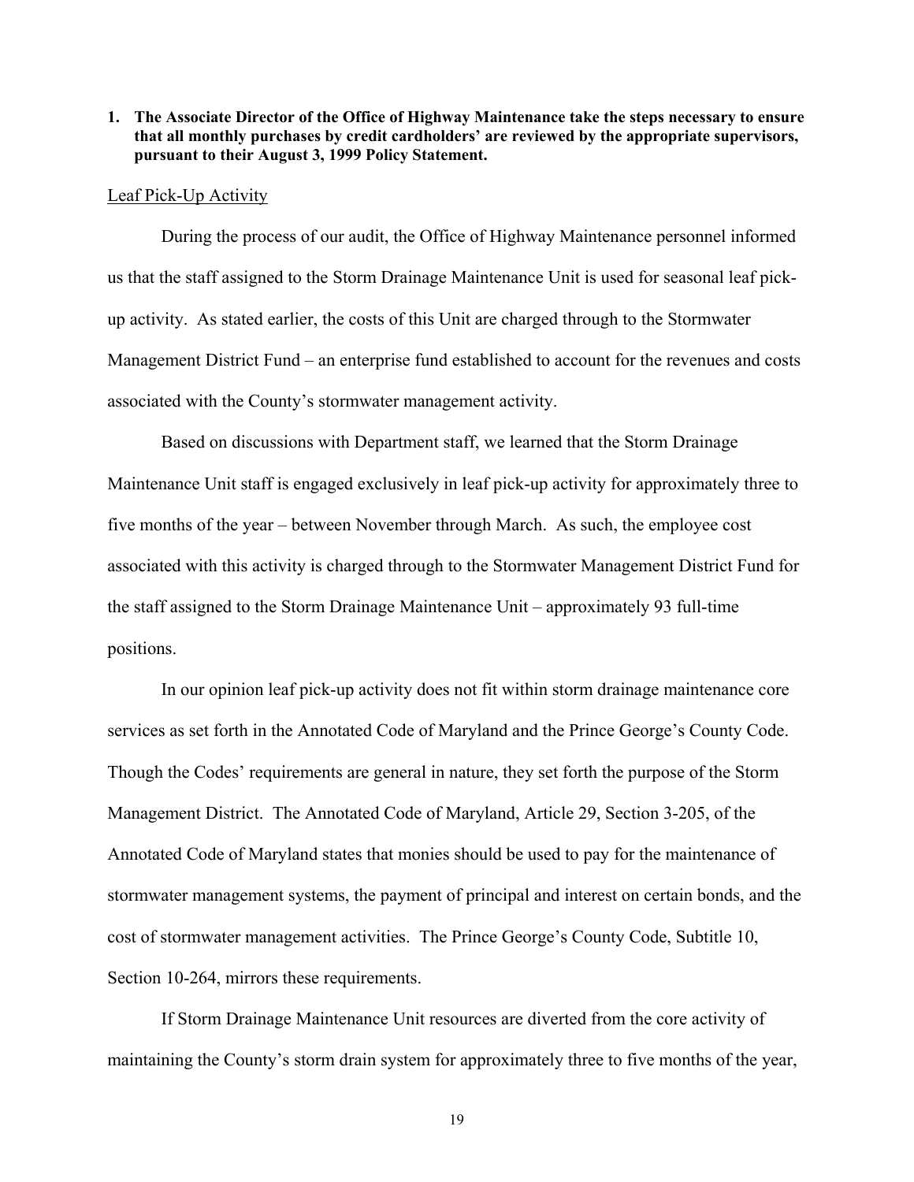1. **The Associate Director of the Office of Highway Maintenance take the steps necessary to ensure that all monthly purchases by credit cardholders' are reviewed by the appropriate supervisors, pursuant to their August 3, 1999 Policy Statement.**

<u>Leaf Pick-Up Activity</u>

During the process of our audit, the Office of Highway Maintenance personnel informed us that the staff assigned to the Storm Drainage Maintenance Unit is used for seasonal leaf pick-up activity. As stated earlier, the costs of this Unit are charged through to the Stormwater Management District Fund – an enterprise fund established to account for the revenues and costs associated with the County's stormwater management activity.

Based on discussions with Department staff, we learned that the Storm Drainage Maintenance Unit staff is engaged exclusively in leaf pick-up activity for approximately three to five months of the year – between November through March. As such, the employee cost associated with this activity is charged through to the Stormwater Management District Fund for the staff assigned to the Storm Drainage Maintenance Unit – approximately 93 full-time positions.

In our opinion leaf pick-up activity does not fit within storm drainage maintenance core services as set forth in the Annotated Code of Maryland and the Prince George's County Code. Though the Codes' requirements are general in nature, they set forth the purpose of the Storm Management District. The Annotated Code of Maryland, Article 29, Section 3-205, of the Annotated Code of Maryland states that monies should be used to pay for the maintenance of stormwater management systems, the payment of principal and interest on certain bonds, and the cost of stormwater management activities. The Prince George's County Code, Subtitle 10, Section 10-264, mirrors these requirements.

If Storm Drainage Maintenance Unit resources are diverted from the core activity of maintaining the County's storm drain system for approximately three to five months of the year,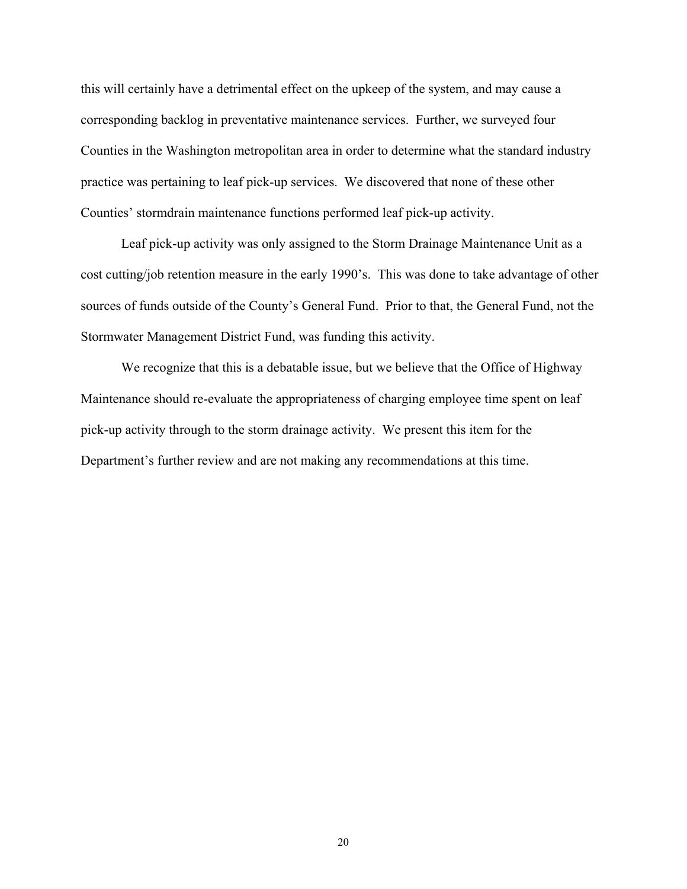this will certainly have a detrimental effect on the upkeep of the system, and may cause a corresponding backlog in preventative maintenance services. Further, we surveyed four Counties in the Washington metropolitan area in order to determine what the standard industry practice was pertaining to leaf pick-up services. We discovered that none of these other Counties' stormdrain maintenance functions performed leaf pick-up activity.

Leaf pick-up activity was only assigned to the Storm Drainage Maintenance Unit as a cost cutting/job retention measure in the early 1990's. This was done to take advantage of other sources of funds outside of the County's General Fund. Prior to that, the General Fund, not the Stormwater Management District Fund, was funding this activity.

We recognize that this is a debatable issue, but we believe that the Office of Highway Maintenance should re-evaluate the appropriateness of charging employee time spent on leaf pick-up activity through to the storm drainage activity. We present this item for the Department's further review and are not making any recommendations at this time.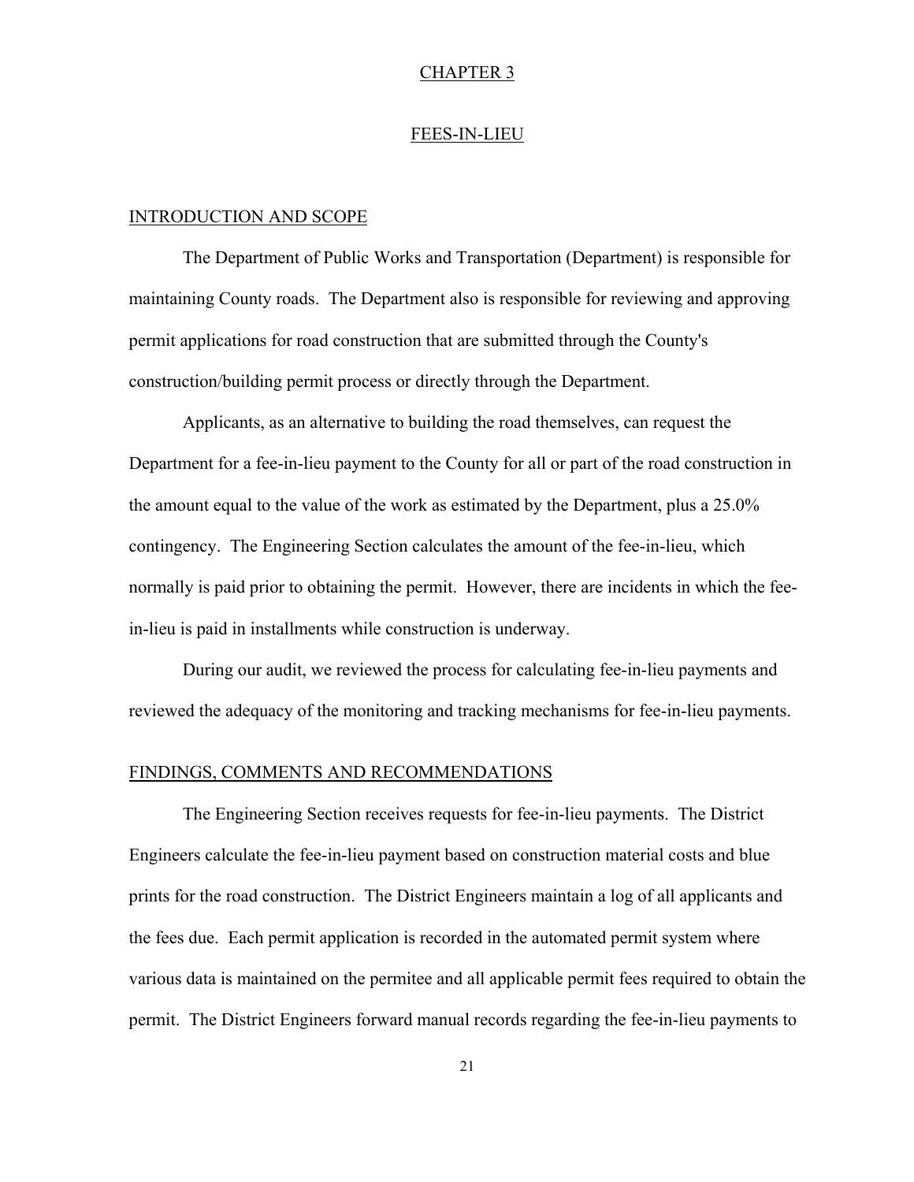# CHAPTER 3

## FEES-IN-LIEU

### INTRODUCTION AND SCOPE

The Department of Public Works and Transportation (Department) is responsible for maintaining County roads. The Department also is responsible for reviewing and approving permit applications for road construction that are submitted through the County's construction/building permit process or directly through the Department.

Applicants, as an alternative to building the road themselves, can request the Department for a fee-in-lieu payment to the County for all or part of the road construction in the amount equal to the value of the work as estimated by the Department, plus a 25.0% contingency. The Engineering Section calculates the amount of the fee-in-lieu, which normally is paid prior to obtaining the permit. However, there are incidents in which the fee-in-lieu is paid in installments while construction is underway.

During our audit, we reviewed the process for calculating fee-in-lieu payments and reviewed the adequacy of the monitoring and tracking mechanisms for fee-in-lieu payments.

### FINDINGS, COMMENTS AND RECOMMENDATIONS

The Engineering Section receives requests for fee-in-lieu payments. The District Engineers calculate the fee-in-lieu payment based on construction material costs and blue prints for the road construction. The District Engineers maintain a log of all applicants and the fees due. Each permit application is recorded in the automated permit system where various data is maintained on the permitee and all applicable permit fees required to obtain the permit. The District Engineers forward manual records regarding the fee-in-lieu payments to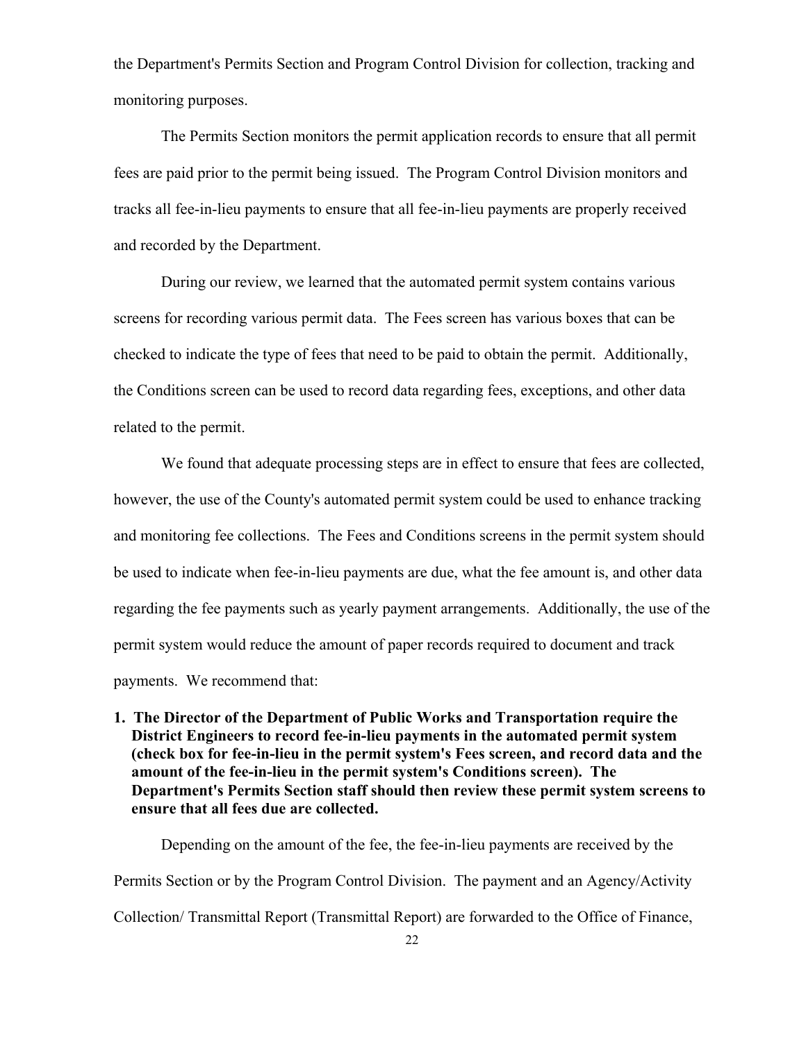the Department's Permits Section and Program Control Division for collection, tracking and monitoring purposes.

The Permits Section monitors the permit application records to ensure that all permit fees are paid prior to the permit being issued. The Program Control Division monitors and tracks all fee-in-lieu payments to ensure that all fee-in-lieu payments are properly received and recorded by the Department.

During our review, we learned that the automated permit system contains various screens for recording various permit data. The Fees screen has various boxes that can be checked to indicate the type of fees that need to be paid to obtain the permit. Additionally, the Conditions screen can be used to record data regarding fees, exceptions, and other data related to the permit.

We found that adequate processing steps are in effect to ensure that fees are collected, however, the use of the County's automated permit system could be used to enhance tracking and monitoring fee collections. The Fees and Conditions screens in the permit system should be used to indicate when fee-in-lieu payments are due, what the fee amount is, and other data regarding the fee payments such as yearly payment arrangements. Additionally, the use of the permit system would reduce the amount of paper records required to document and track payments. We recommend that:

1. **The Director of the Department of Public Works and Transportation require the District Engineers to record fee-in-lieu payments in the automated permit system (check box for fee-in-lieu in the permit system's Fees screen, and record data and the amount of the fee-in-lieu in the permit system's Conditions screen). The Department's Permits Section staff should then review these permit system screens to ensure that all fees due are collected.**

Depending on the amount of the fee, the fee-in-lieu payments are received by the Permits Section or by the Program Control Division. The payment and an Agency/Activity Collection/ Transmittal Report (Transmittal Report) are forwarded to the Office of Finance,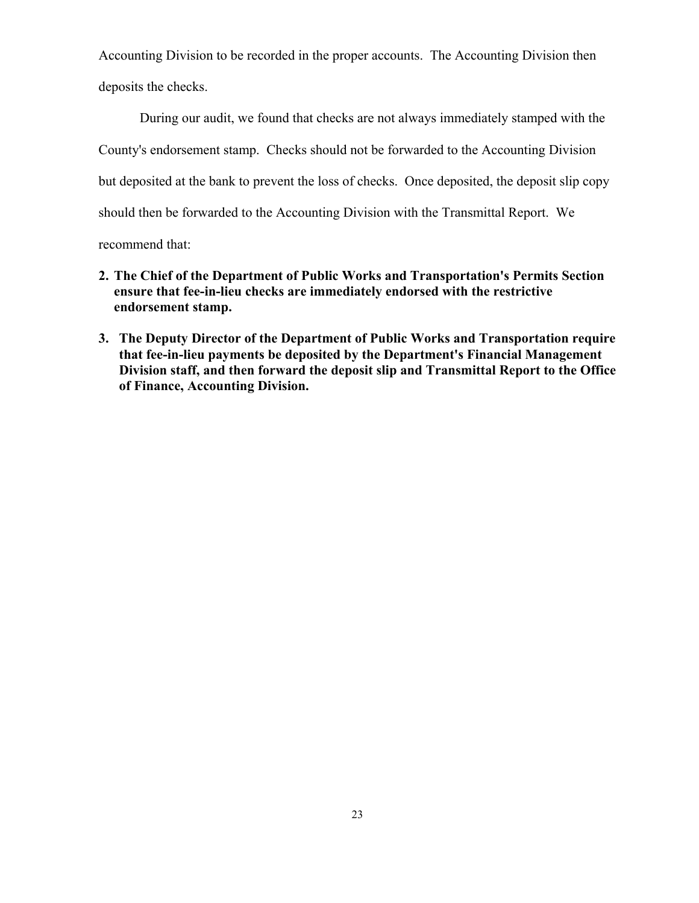Accounting Division to be recorded in the proper accounts. The Accounting Division then deposits the checks.

During our audit, we found that checks are not always immediately stamped with the County's endorsement stamp. Checks should not be forwarded to the Accounting Division but deposited at the bank to prevent the loss of checks. Once deposited, the deposit slip copy should then be forwarded to the Accounting Division with the Transmittal Report. We recommend that:

2. **The Chief of the Department of Public Works and Transportation's Permits Section ensure that fee-in-lieu checks are immediately endorsed with the restrictive endorsement stamp.**

3. **The Deputy Director of the Department of Public Works and Transportation require that fee-in-lieu payments be deposited by the Department's Financial Management Division staff, and then forward the deposit slip and Transmittal Report to the Office of Finance, Accounting Division.**